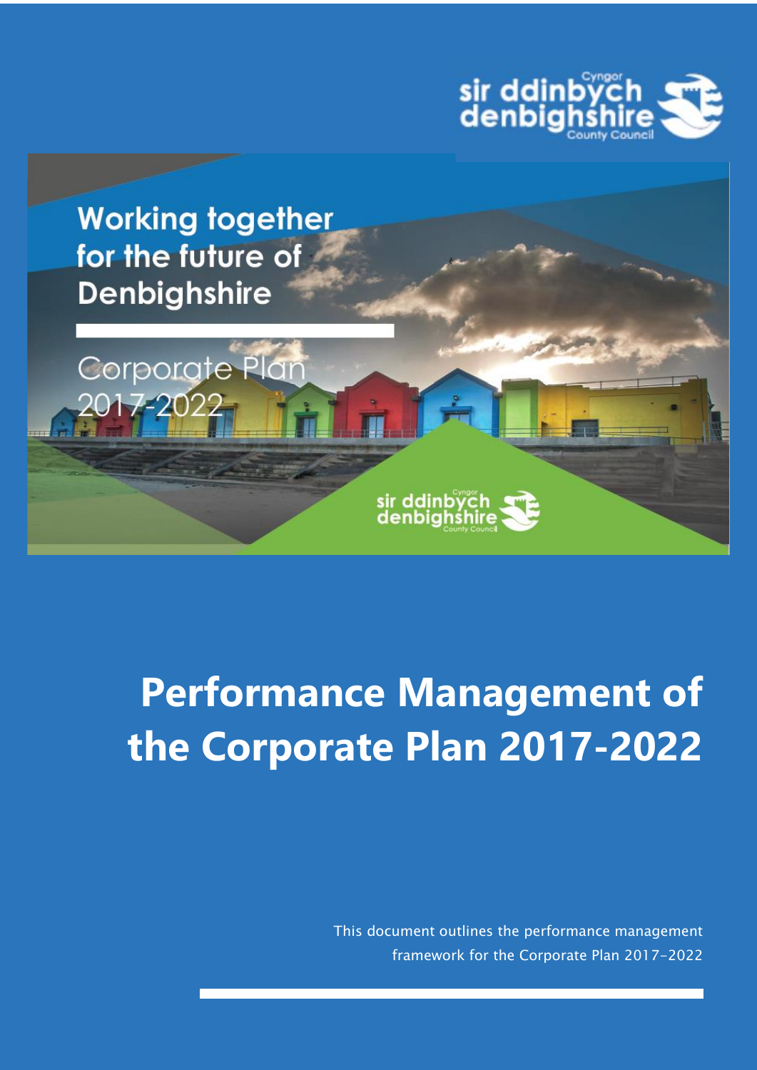Cyngor sir ddinbych denbighshire County Council

Working together for the future of Denbighshire

Corporate Plan 2017-2022

Cyngor sir ddinbych denbighshire County Council

# Performance Management of the Corporate Plan 2017-2022

This document outlines the performance management framework for the Corporate Plan 2017-2022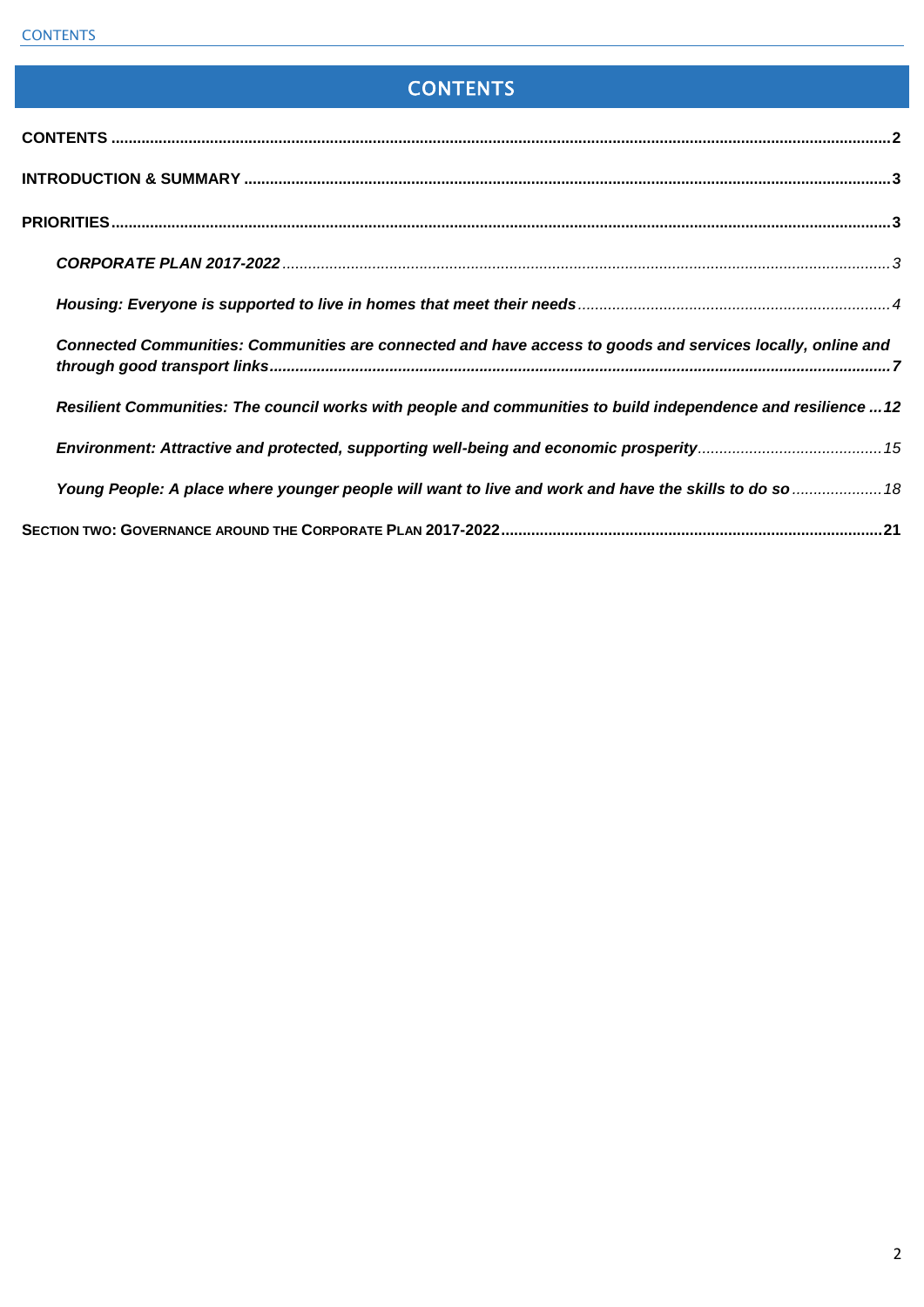# CONTENTS

**CONTENTS** .......... **2**

**INTRODUCTION & SUMMARY** .......... **3**

**PRIORITIES** .......... **3**

- ***CORPORATE PLAN 2017-2022*** .......... *3*
- ***Housing: Everyone is supported to live in homes that meet their needs*** .......... *4*
- ***Connected Communities: Communities are connected and have access to goods and services locally, online and through good transport links*** .......... ***7***
- ***Resilient Communities: The council works with people and communities to build independence and resilience*** ... ***12***
- ***Environment: Attractive and protected, supporting well-being and economic prosperity*** .......... *15*
- ***Young People: A place where younger people will want to live and work and have the skills to do so*** .......... *18*

**SECTION TWO: GOVERNANCE AROUND THE CORPORATE PLAN 2017-2022** .......... **21**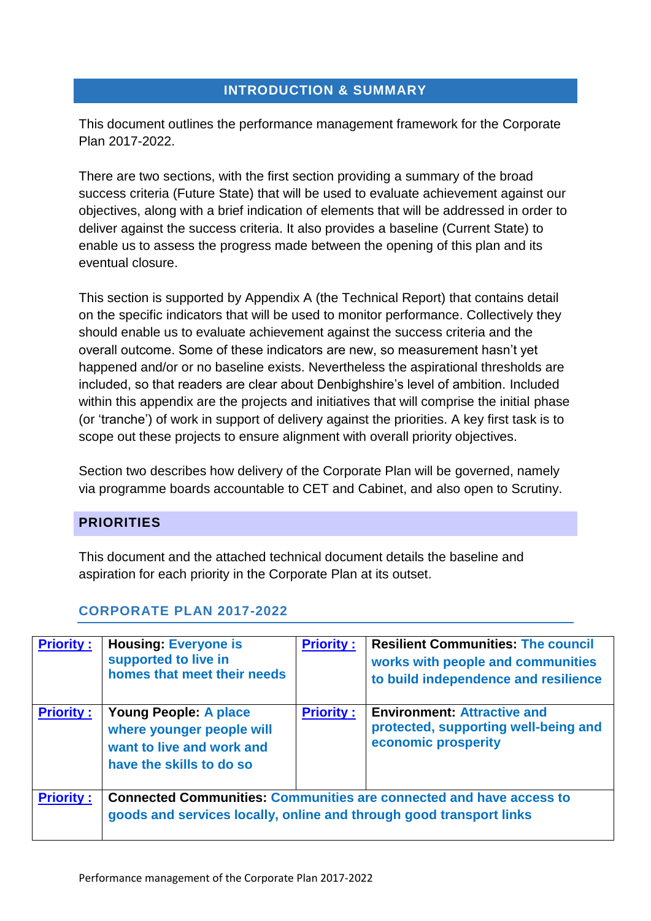## INTRODUCTION & SUMMARY

This document outlines the performance management framework for the Corporate Plan 2017-2022.

There are two sections, with the first section providing a summary of the broad success criteria (Future State) that will be used to evaluate achievement against our objectives, along with a brief indication of elements that will be addressed in order to deliver against the success criteria. It also provides a baseline (Current State) to enable us to assess the progress made between the opening of this plan and its eventual closure.

This section is supported by Appendix A (the Technical Report) that contains detail on the specific indicators that will be used to monitor performance. Collectively they should enable us to evaluate achievement against the success criteria and the overall outcome. Some of these indicators are new, so measurement hasn't yet happened and/or or no baseline exists. Nevertheless the aspirational thresholds are included, so that readers are clear about Denbighshire's level of ambition. Included within this appendix are the projects and initiatives that will comprise the initial phase (or 'tranche') of work in support of delivery against the priorities. A key first task is to scope out these projects to ensure alignment with overall priority objectives.

Section two describes how delivery of the Corporate Plan will be governed, namely via programme boards accountable to CET and Cabinet, and also open to Scrutiny.

## PRIORITIES

This document and the attached technical document details the baseline and aspiration for each priority in the Corporate Plan at its outset.

### CORPORATE PLAN 2017-2022

| | | | |
|---|---|---|---|
| **Priority :** | **Housing:** Everyone is supported to live in homes that meet their needs | **Priority :** | **Resilient Communities:** The council works with people and communities to build independence and resilience |
| **Priority :** | **Young People:** A place where younger people will want to live and work and have the skills to do so | **Priority :** | **Environment:** Attractive and protected, supporting well-being and economic prosperity |
| **Priority :** | **Connected Communities:** Communities are connected and have access to goods and services locally, online and through good transport links | | |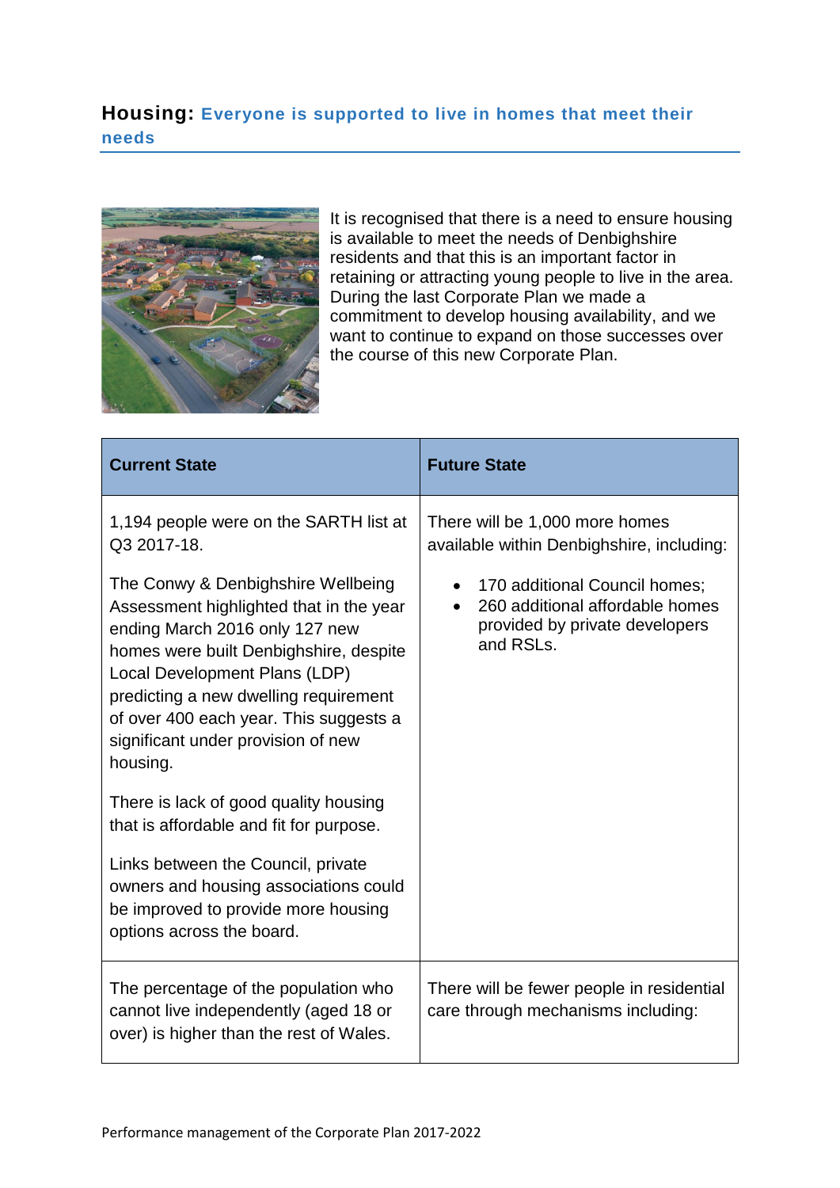## **Housing:** Everyone is supported to live in homes that meet their needs

It is recognised that there is a need to ensure housing is available to meet the needs of Denbighshire residents and that this is an important factor in retaining or attracting young people to live in the area. During the last Corporate Plan we made a commitment to develop housing availability, and we want to continue to expand on those successes over the course of this new Corporate Plan.

| Current State | Future State |
|---|---|
| 1,194 people were on the SARTH list at Q3 2017-18.<br><br>The Conwy & Denbighshire Wellbeing Assessment highlighted that in the year ending March 2016 only 127 new homes were built Denbighshire, despite Local Development Plans (LDP) predicting a new dwelling requirement of over 400 each year. This suggests a significant under provision of new housing.<br><br>There is lack of good quality housing that is affordable and fit for purpose.<br><br>Links between the Council, private owners and housing associations could be improved to provide more housing options across the board. | There will be 1,000 more homes available within Denbighshire, including:<br><br>• 170 additional Council homes;<br>• 260 additional affordable homes provided by private developers and RSLs. |
| The percentage of the population who cannot live independently (aged 18 or over) is higher than the rest of Wales. | There will be fewer people in residential care through mechanisms including: |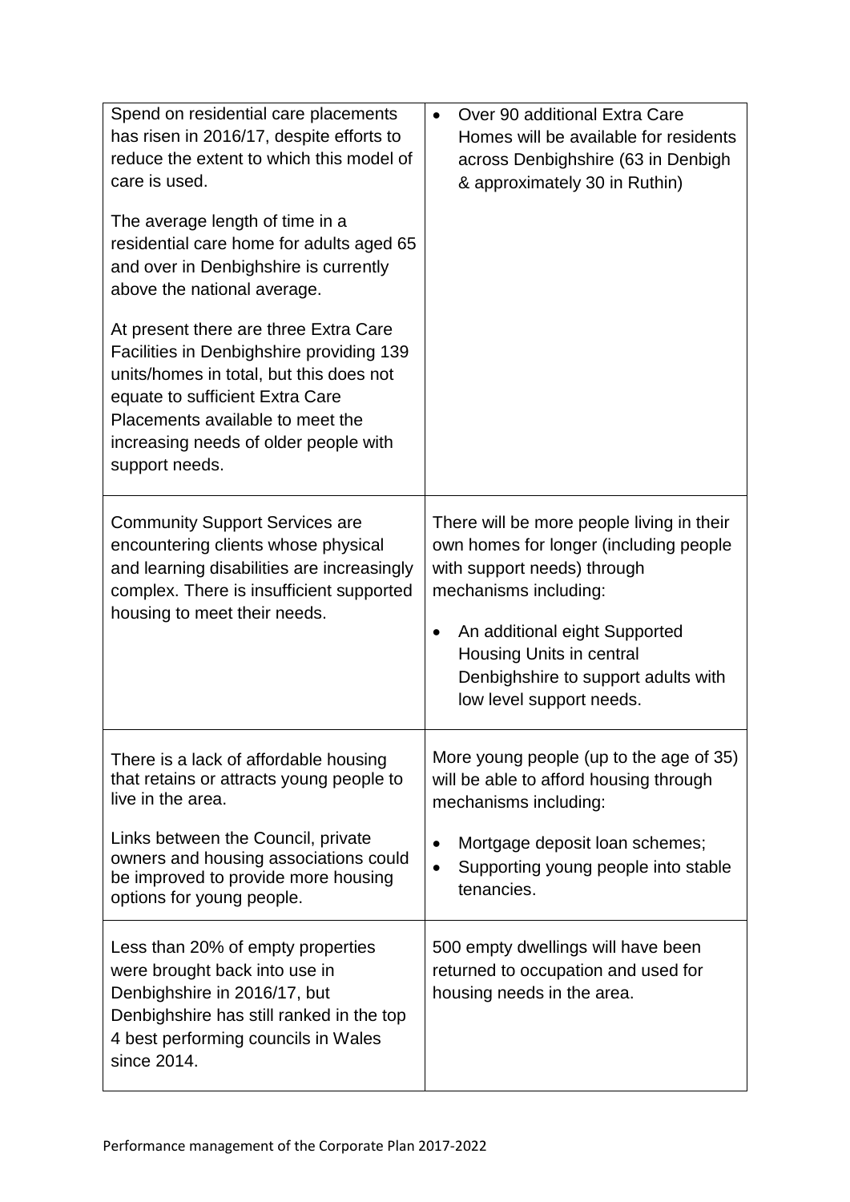| | |
|---|---|
| Spend on residential care placements has risen in 2016/17, despite efforts to reduce the extent to which this model of care is used.<br><br>The average length of time in a residential care home for adults aged 65 and over in Denbighshire is currently above the national average.<br><br>At present there are three Extra Care Facilities in Denbighshire providing 139 units/homes in total, but this does not equate to sufficient Extra Care Placements available to meet the increasing needs of older people with support needs. | • Over 90 additional Extra Care Homes will be available for residents across Denbighshire (63 in Denbigh & approximately 30 in Ruthin) |
| Community Support Services are encountering clients whose physical and learning disabilities are increasingly complex. There is insufficient supported housing to meet their needs. | There will be more people living in their own homes for longer (including people with support needs) through mechanisms including:<br><br>• An additional eight Supported Housing Units in central Denbighshire to support adults with low level support needs. |
| There is a lack of affordable housing that retains or attracts young people to live in the area.<br><br>Links between the Council, private owners and housing associations could be improved to provide more housing options for young people. | More young people (up to the age of 35) will be able to afford housing through mechanisms including:<br><br>• Mortgage deposit loan schemes;<br>• Supporting young people into stable tenancies. |
| Less than 20% of empty properties were brought back into use in Denbighshire in 2016/17, but Denbighshire has still ranked in the top 4 best performing councils in Wales since 2014. | 500 empty dwellings will have been returned to occupation and used for housing needs in the area. |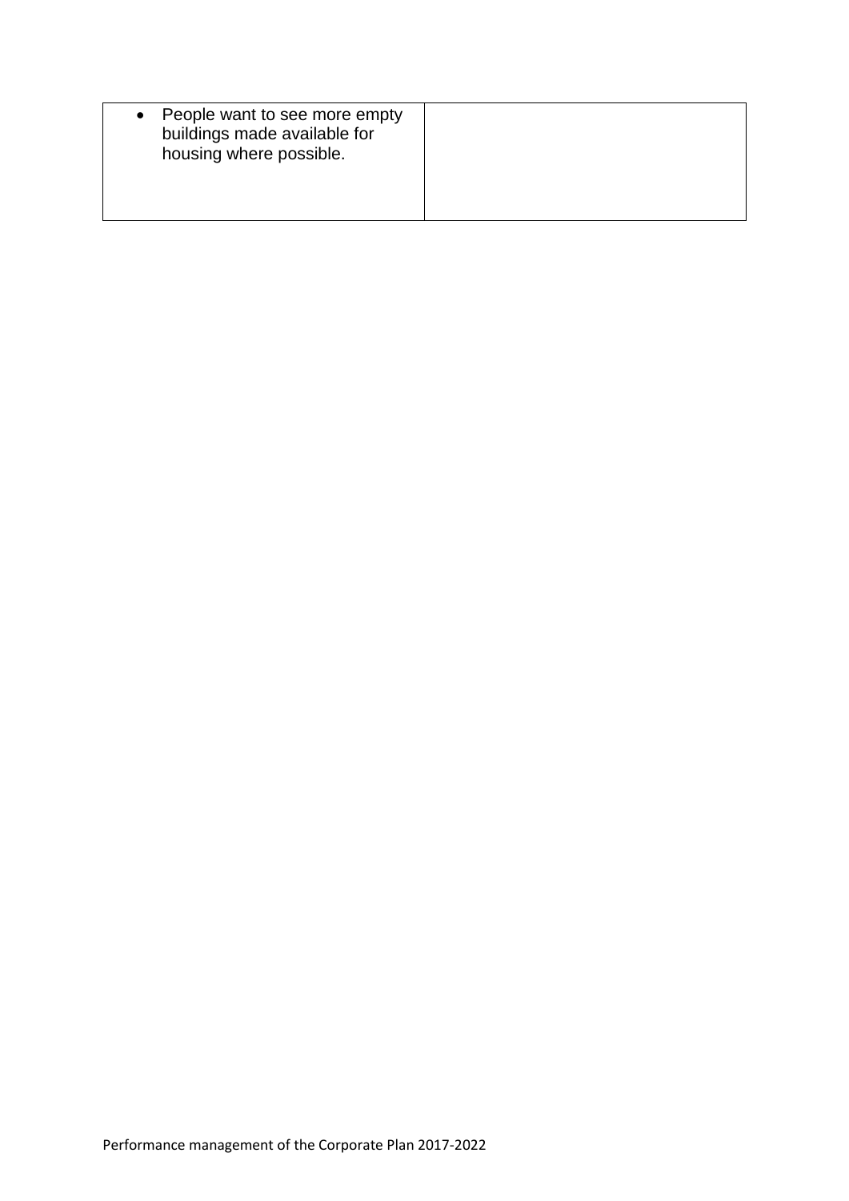| | |
|---|---|
| • People want to see more empty buildings made available for housing where possible. | |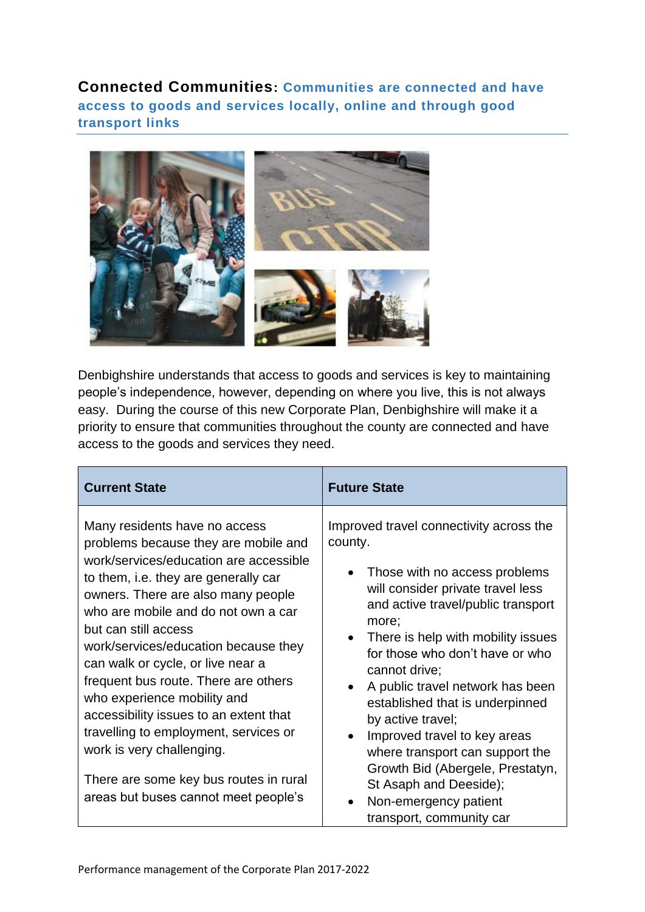## **Connected Communities**: Communities are connected and have access to goods and services locally, online and through good transport links

Denbighshire understands that access to goods and services is key to maintaining people's independence, however, depending on where you live, this is not always easy. During the course of this new Corporate Plan, Denbighshire will make it a priority to ensure that communities throughout the county are connected and have access to the goods and services they need.

| Current State | Future State |
|---|---|
| Many residents have no access problems because they are mobile and work/services/education are accessible to them, i.e. they are generally car owners. There are also many people who are mobile and do not own a car but can still access work/services/education because they can walk or cycle, or live near a frequent bus route. There are others who experience mobility and accessibility issues to an extent that travelling to employment, services or work is very challenging.<br><br>There are some key bus routes in rural areas but buses cannot meet people's | Improved travel connectivity across the county.<br><br>• Those with no access problems will consider private travel less and active travel/public transport more;<br>• There is help with mobility issues for those who don't have or who cannot drive;<br>• A public travel network has been established that is underpinned by active travel;<br>• Improved travel to key areas where transport can support the Growth Bid (Abergele, Prestatyn, St Asaph and Deeside);<br>• Non-emergency patient transport, community car |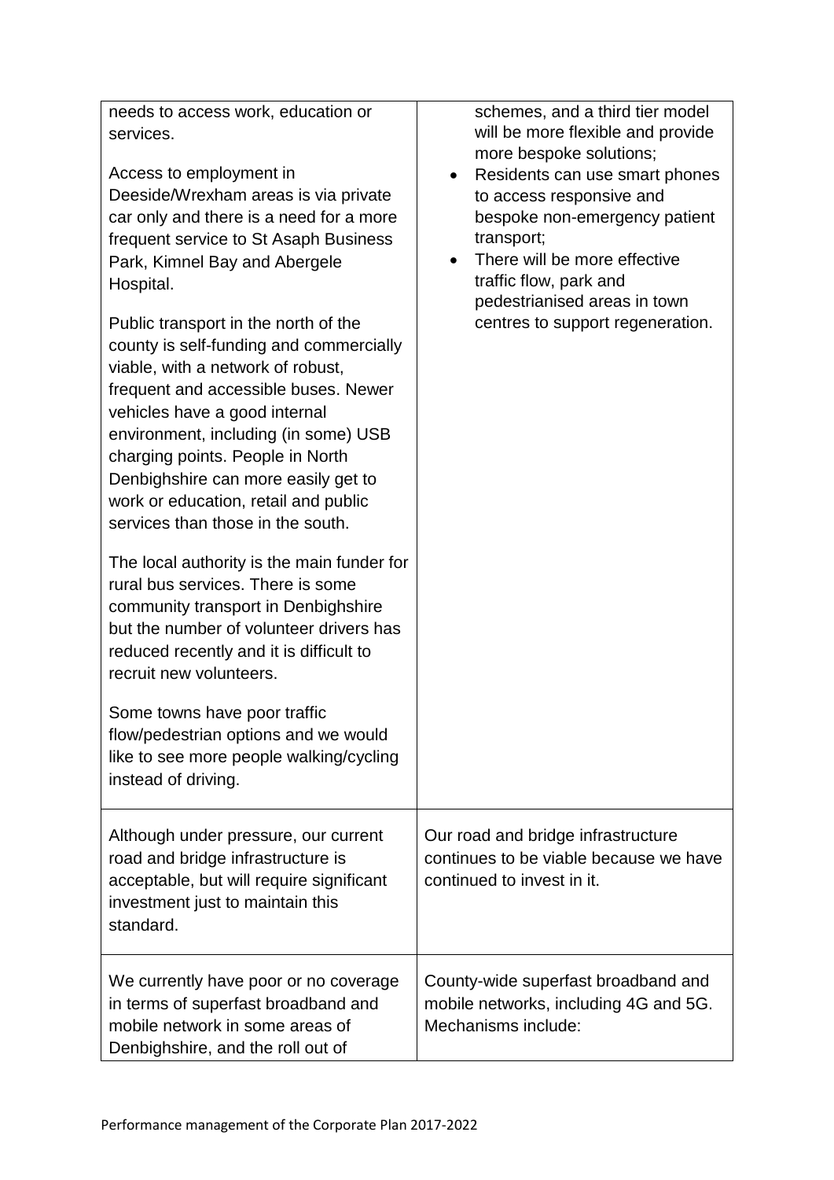| | |
|---|---|
| needs to access work, education or services.<br><br>Access to employment in Deeside/Wrexham areas is via private car only and there is a need for a more frequent service to St Asaph Business Park, Kimnel Bay and Abergele Hospital.<br><br>Public transport in the north of the county is self-funding and commercially viable, with a network of robust, frequent and accessible buses. Newer vehicles have a good internal environment, including (in some) USB charging points. People in North Denbighshire can more easily get to work or education, retail and public services than those in the south.<br><br>The local authority is the main funder for rural bus services. There is some community transport in Denbighshire but the number of volunteer drivers has reduced recently and it is difficult to recruit new volunteers.<br><br>Some towns have poor traffic flow/pedestrian options and we would like to see more people walking/cycling instead of driving. | schemes, and a third tier model will be more flexible and provide more bespoke solutions;<br>• Residents can use smart phones to access responsive and bespoke non-emergency patient transport;<br>• There will be more effective traffic flow, park and pedestrianised areas in town centres to support regeneration. |
| Although under pressure, our current road and bridge infrastructure is acceptable, but will require significant investment just to maintain this standard. | Our road and bridge infrastructure continues to be viable because we have continued to invest in it. |
| We currently have poor or no coverage in terms of superfast broadband and mobile network in some areas of Denbighshire, and the roll out of | County-wide superfast broadband and mobile networks, including 4G and 5G. Mechanisms include: |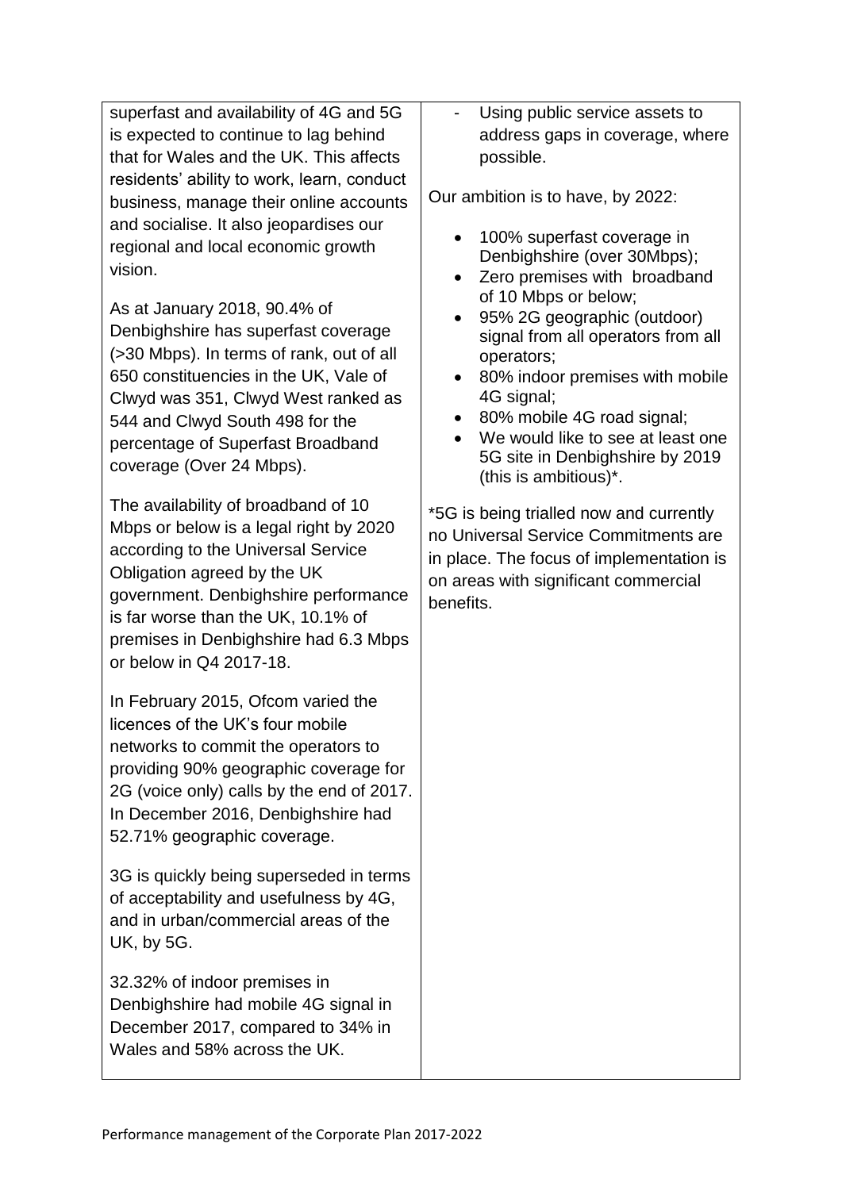| | |
|---|---|
| superfast and availability of 4G and 5G is expected to continue to lag behind that for Wales and the UK. This affects residents' ability to work, learn, conduct business, manage their online accounts and socialise. It also jeopardises our regional and local economic growth vision.<br><br>As at January 2018, 90.4% of Denbighshire has superfast coverage (>30 Mbps). In terms of rank, out of all 650 constituencies in the UK, Vale of Clwyd was 351, Clwyd West ranked as 544 and Clwyd South 498 for the percentage of Superfast Broadband coverage (Over 24 Mbps).<br><br>The availability of broadband of 10 Mbps or below is a legal right by 2020 according to the Universal Service Obligation agreed by the UK government. Denbighshire performance is far worse than the UK, 10.1% of premises in Denbighshire had 6.3 Mbps or below in Q4 2017-18.<br><br>In February 2015, Ofcom varied the licences of the UK's four mobile networks to commit the operators to providing 90% geographic coverage for 2G (voice only) calls by the end of 2017. In December 2016, Denbighshire had 52.71% geographic coverage.<br><br>3G is quickly being superseded in terms of acceptability and usefulness by 4G, and in urban/commercial areas of the UK, by 5G.<br><br>32.32% of indoor premises in Denbighshire had mobile 4G signal in December 2017, compared to 34% in Wales and 58% across the UK. | - Using public service assets to address gaps in coverage, where possible.<br><br>Our ambition is to have, by 2022:<br><br>• 100% superfast coverage in Denbighshire (over 30Mbps);<br>• Zero premises with broadband of 10 Mbps or below;<br>• 95% 2G geographic (outdoor) signal from all operators from all operators;<br>• 80% indoor premises with mobile 4G signal;<br>• 80% mobile 4G road signal;<br>• We would like to see at least one 5G site in Denbighshire by 2019 (this is ambitious)*.<br><br>*5G is being trialled now and currently no Universal Service Commitments are in place. The focus of implementation is on areas with significant commercial benefits. |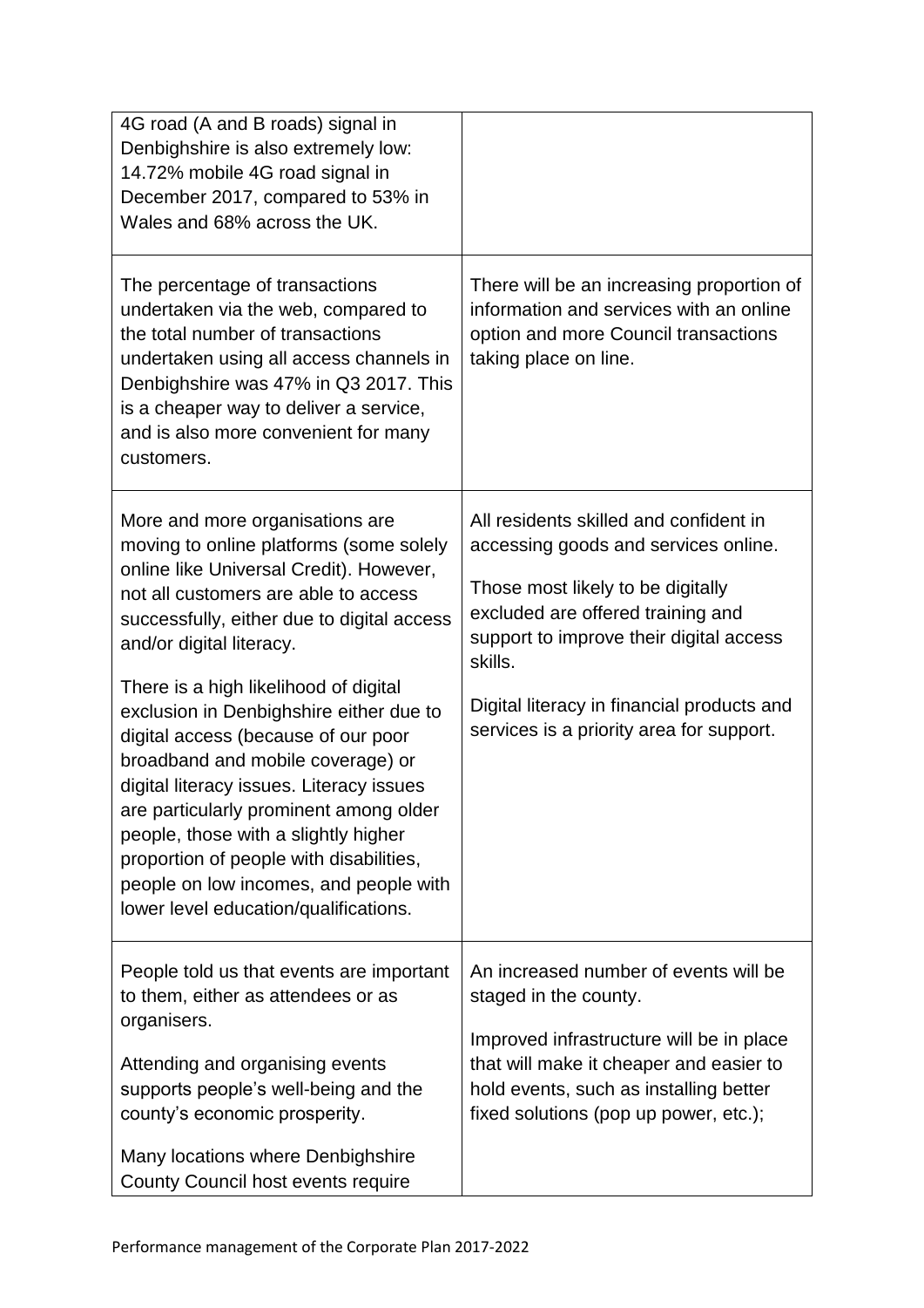| | |
|---|---|
| 4G road (A and B roads) signal in Denbighshire is also extremely low: 14.72% mobile 4G road signal in December 2017, compared to 53% in Wales and 68% across the UK. | |
| The percentage of transactions undertaken via the web, compared to the total number of transactions undertaken using all access channels in Denbighshire was 47% in Q3 2017. This is a cheaper way to deliver a service, and is also more convenient for many customers. | There will be an increasing proportion of information and services with an online option and more Council transactions taking place on line. |
| More and more organisations are moving to online platforms (some solely online like Universal Credit). However, not all customers are able to access successfully, either due to digital access and/or digital literacy.<br><br>There is a high likelihood of digital exclusion in Denbighshire either due to digital access (because of our poor broadband and mobile coverage) or digital literacy issues. Literacy issues are particularly prominent among older people, those with a slightly higher proportion of people with disabilities, people on low incomes, and people with lower level education/qualifications. | All residents skilled and confident in accessing goods and services online.<br><br>Those most likely to be digitally excluded are offered training and support to improve their digital access skills.<br><br>Digital literacy in financial products and services is a priority area for support. |
| People told us that events are important to them, either as attendees or as organisers.<br><br>Attending and organising events supports people's well-being and the county's economic prosperity.<br><br>Many locations where Denbighshire County Council host events require | An increased number of events will be staged in the county.<br><br>Improved infrastructure will be in place that will make it cheaper and easier to hold events, such as installing better fixed solutions (pop up power, etc.); |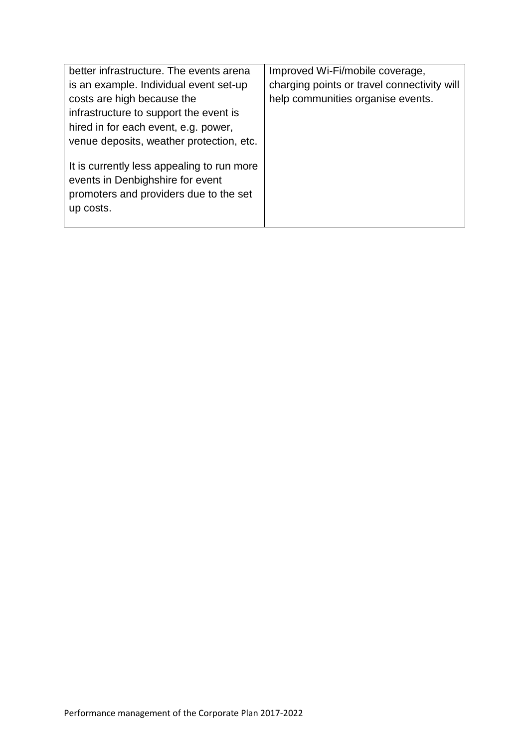| | |
|---|---|
| better infrastructure. The events arena is an example. Individual event set-up costs are high because the infrastructure to support the event is hired in for each event, e.g. power, venue deposits, weather protection, etc.<br><br>It is currently less appealing to run more events in Denbighshire for event promoters and providers due to the set up costs. | Improved Wi-Fi/mobile coverage, charging points or travel connectivity will help communities organise events. |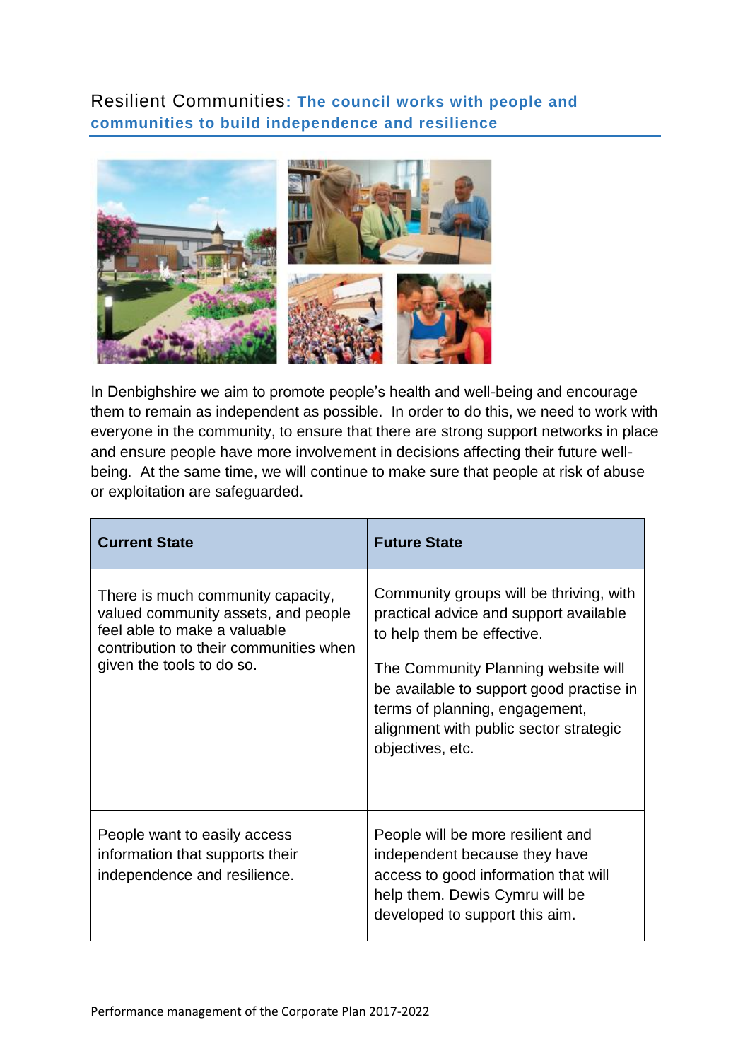## Resilient Communities: The council works with people and communities to build independence and resilience

In Denbighshire we aim to promote people's health and well-being and encourage them to remain as independent as possible. In order to do this, we need to work with everyone in the community, to ensure that there are strong support networks in place and ensure people have more involvement in decisions affecting their future well-being. At the same time, we will continue to make sure that people at risk of abuse or exploitation are safeguarded.

| Current State | Future State |
| --- | --- |
| There is much community capacity, valued community assets, and people feel able to make a valuable contribution to their communities when given the tools to do so. | Community groups will be thriving, with practical advice and support available to help them be effective.<br><br>The Community Planning website will be available to support good practise in terms of planning, engagement, alignment with public sector strategic objectives, etc. |
| People want to easily access information that supports their independence and resilience. | People will be more resilient and independent because they have access to good information that will help them. Dewis Cymru will be developed to support this aim. |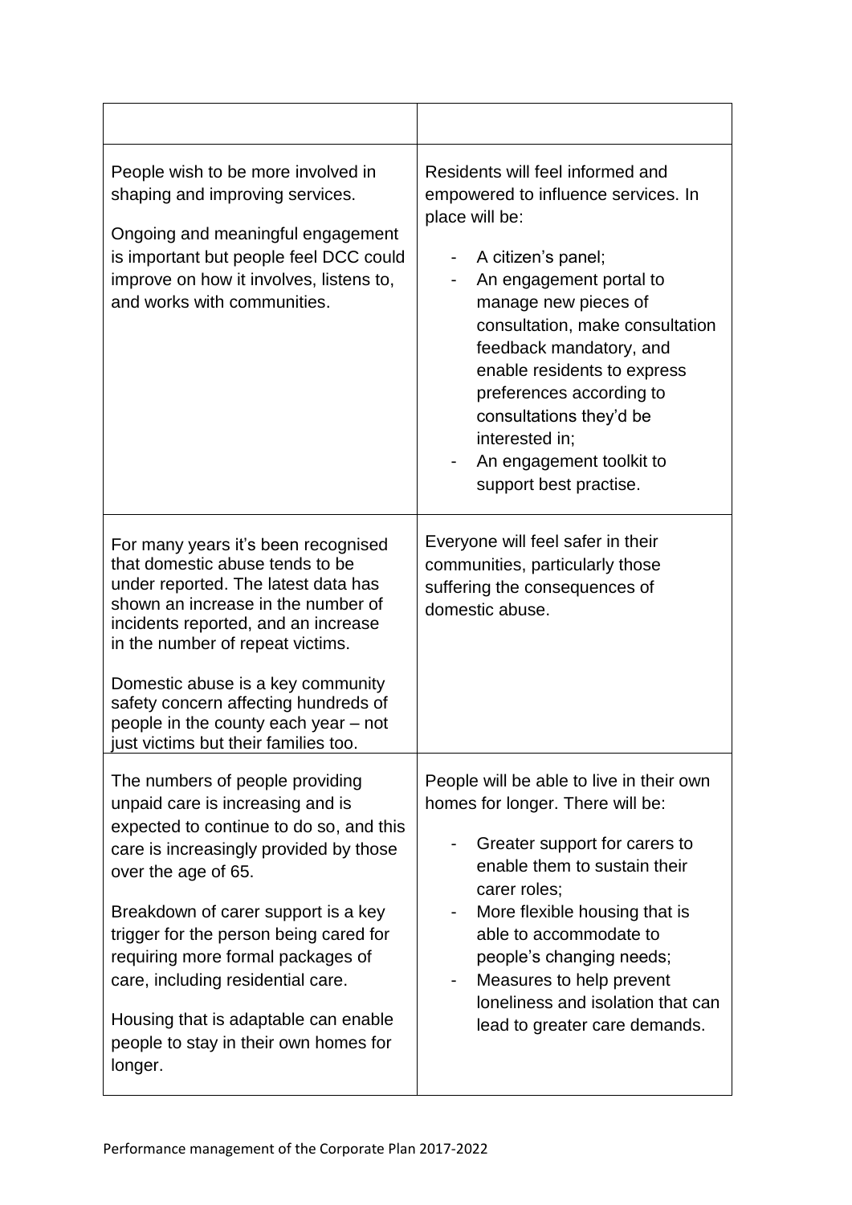| | |
|---|---|
| People wish to be more involved in shaping and improving services.<br><br>Ongoing and meaningful engagement is important but people feel DCC could improve on how it involves, listens to, and works with communities. | Residents will feel informed and empowered to influence services. In place will be:<br><br>- A citizen's panel;<br>- An engagement portal to manage new pieces of consultation, make consultation feedback mandatory, and enable residents to express preferences according to consultations they'd be interested in;<br>- An engagement toolkit to support best practise. |
| For many years it's been recognised that domestic abuse tends to be under reported. The latest data has shown an increase in the number of incidents reported, and an increase in the number of repeat victims.<br><br>Domestic abuse is a key community safety concern affecting hundreds of people in the county each year – not just victims but their families too. | Everyone will feel safer in their communities, particularly those suffering the consequences of domestic abuse. |
| The numbers of people providing unpaid care is increasing and is expected to continue to do so, and this care is increasingly provided by those over the age of 65.<br><br>Breakdown of carer support is a key trigger for the person being cared for requiring more formal packages of care, including residential care.<br><br>Housing that is adaptable can enable people to stay in their own homes for longer. | People will be able to live in their own homes for longer. There will be:<br><br>- Greater support for carers to enable them to sustain their carer roles;<br>- More flexible housing that is able to accommodate to people's changing needs;<br>- Measures to help prevent loneliness and isolation that can lead to greater care demands. |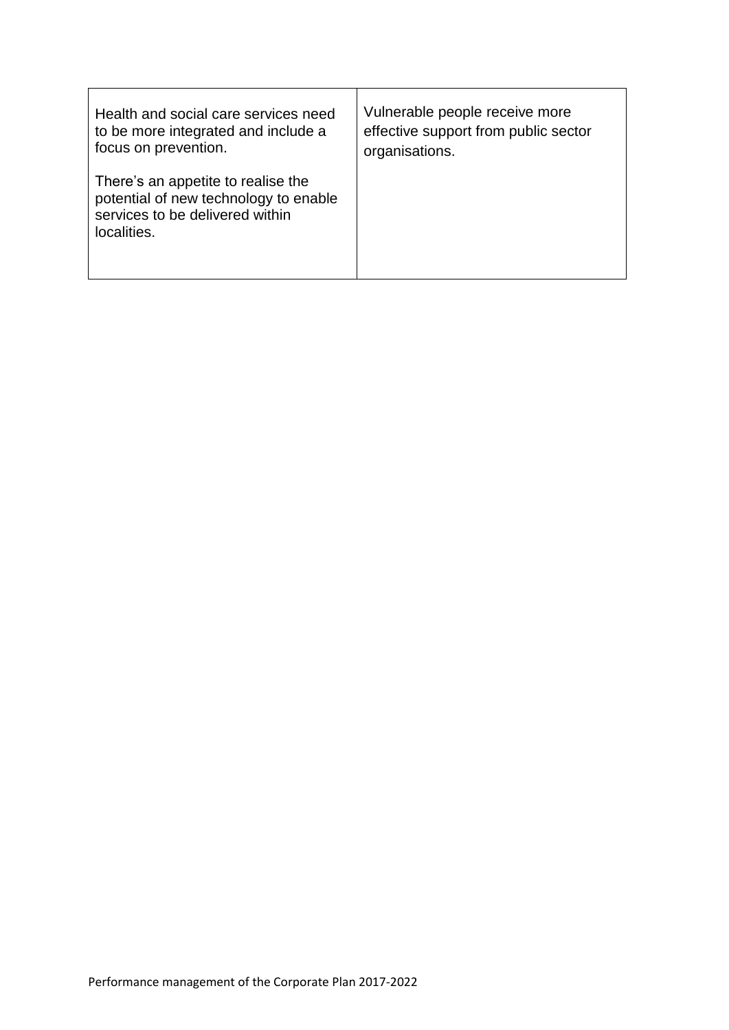| | |
|---|---|
| Health and social care services need to be more integrated and include a focus on prevention.<br><br>There's an appetite to realise the potential of new technology to enable services to be delivered within localities. | Vulnerable people receive more effective support from public sector organisations. |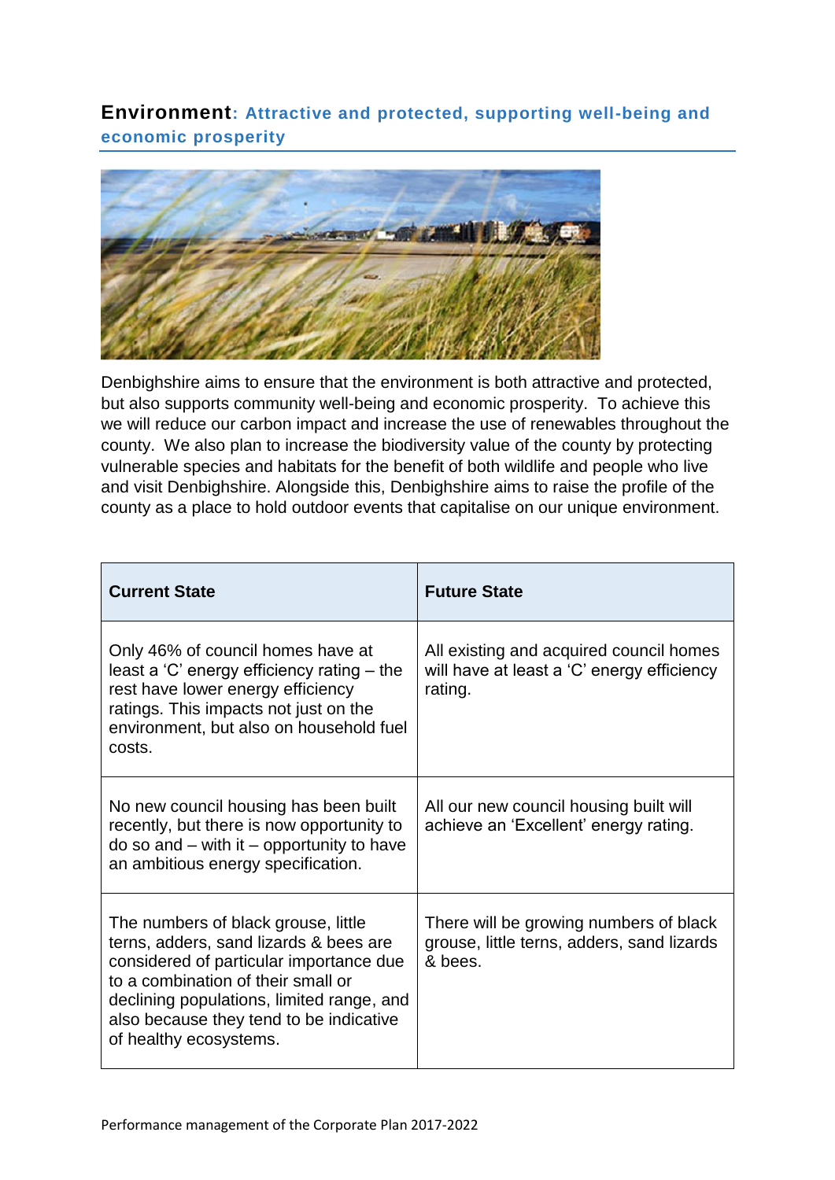## Environment: Attractive and protected, supporting well-being and economic prosperity

Denbighshire aims to ensure that the environment is both attractive and protected, but also supports community well-being and economic prosperity. To achieve this we will reduce our carbon impact and increase the use of renewables throughout the county. We also plan to increase the biodiversity value of the county by protecting vulnerable species and habitats for the benefit of both wildlife and people who live and visit Denbighshire. Alongside this, Denbighshire aims to raise the profile of the county as a place to hold outdoor events that capitalise on our unique environment.

| Current State | Future State |
| --- | --- |
| Only 46% of council homes have at least a 'C' energy efficiency rating – the rest have lower energy efficiency ratings. This impacts not just on the environment, but also on household fuel costs. | All existing and acquired council homes will have at least a 'C' energy efficiency rating. |
| No new council housing has been built recently, but there is now opportunity to do so and – with it – opportunity to have an ambitious energy specification. | All our new council housing built will achieve an 'Excellent' energy rating. |
| The numbers of black grouse, little terns, adders, sand lizards & bees are considered of particular importance due to a combination of their small or declining populations, limited range, and also because they tend to be indicative of healthy ecosystems. | There will be growing numbers of black grouse, little terns, adders, sand lizards & bees. |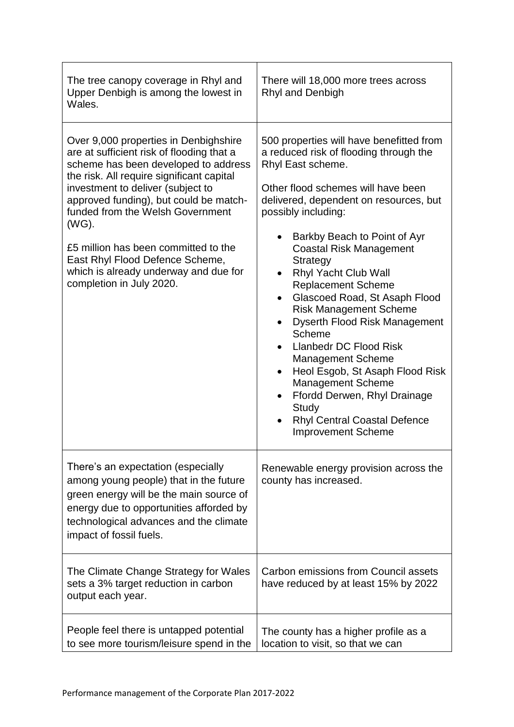| | |
|---|---|
| The tree canopy coverage in Rhyl and Upper Denbigh is among the lowest in Wales. | There will 18,000 more trees across Rhyl and Denbigh |
| Over 9,000 properties in Denbighshire are at sufficient risk of flooding that a scheme has been developed to address the risk. All require significant capital investment to deliver (subject to approved funding), but could be match-funded from the Welsh Government (WG).<br><br>£5 million has been committed to the East Rhyl Flood Defence Scheme, which is already underway and due for completion in July 2020. | 500 properties will have benefitted from a reduced risk of flooding through the Rhyl East scheme.<br><br>Other flood schemes will have been delivered, dependent on resources, but possibly including:<br><br>• Barkby Beach to Point of Ayr Coastal Risk Management Strategy<br>• Rhyl Yacht Club Wall Replacement Scheme<br>• Glascoed Road, St Asaph Flood Risk Management Scheme<br>• Dyserth Flood Risk Management Scheme<br>• Llanbedr DC Flood Risk Management Scheme<br>• Heol Esgob, St Asaph Flood Risk Management Scheme<br>• Ffordd Derwen, Rhyl Drainage Study<br>• Rhyl Central Coastal Defence Improvement Scheme |
| There's an expectation (especially among young people) that in the future green energy will be the main source of energy due to opportunities afforded by technological advances and the climate impact of fossil fuels. | Renewable energy provision across the county has increased. |
| The Climate Change Strategy for Wales sets a 3% target reduction in carbon output each year. | Carbon emissions from Council assets have reduced by at least 15% by 2022 |
| People feel there is untapped potential to see more tourism/leisure spend in the | The county has a higher profile as a location to visit, so that we can |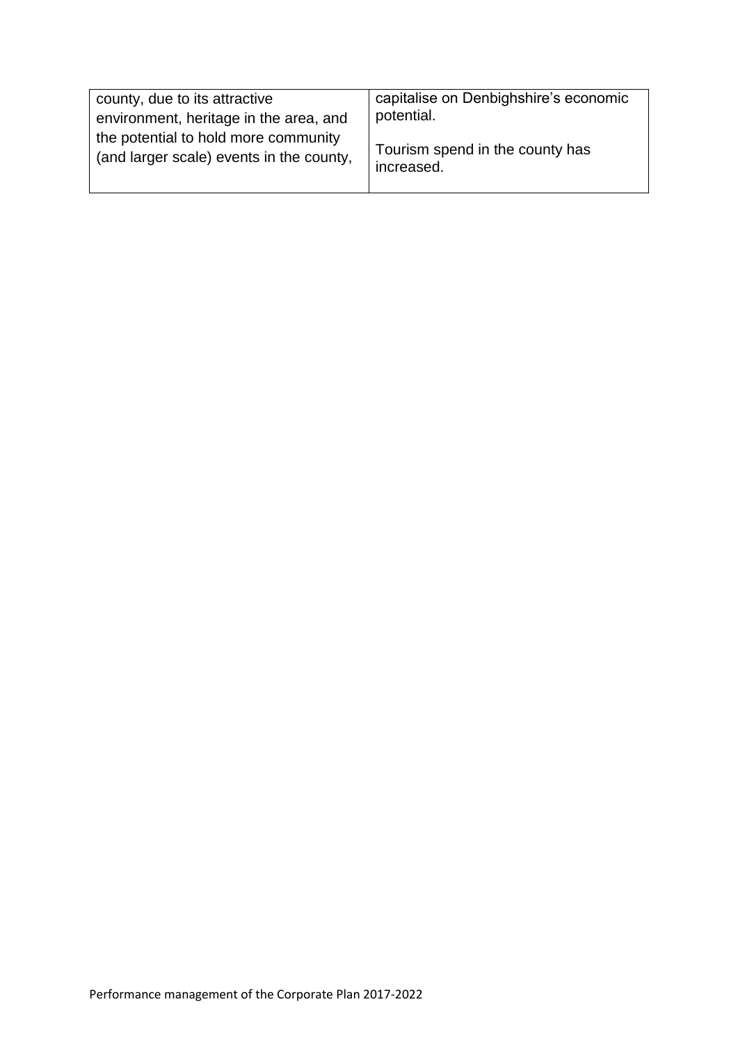| | |
|---|---|
| county, due to its attractive environment, heritage in the area, and the potential to hold more community (and larger scale) events in the county, | capitalise on Denbighshire's economic potential.<br><br>Tourism spend in the county has increased. |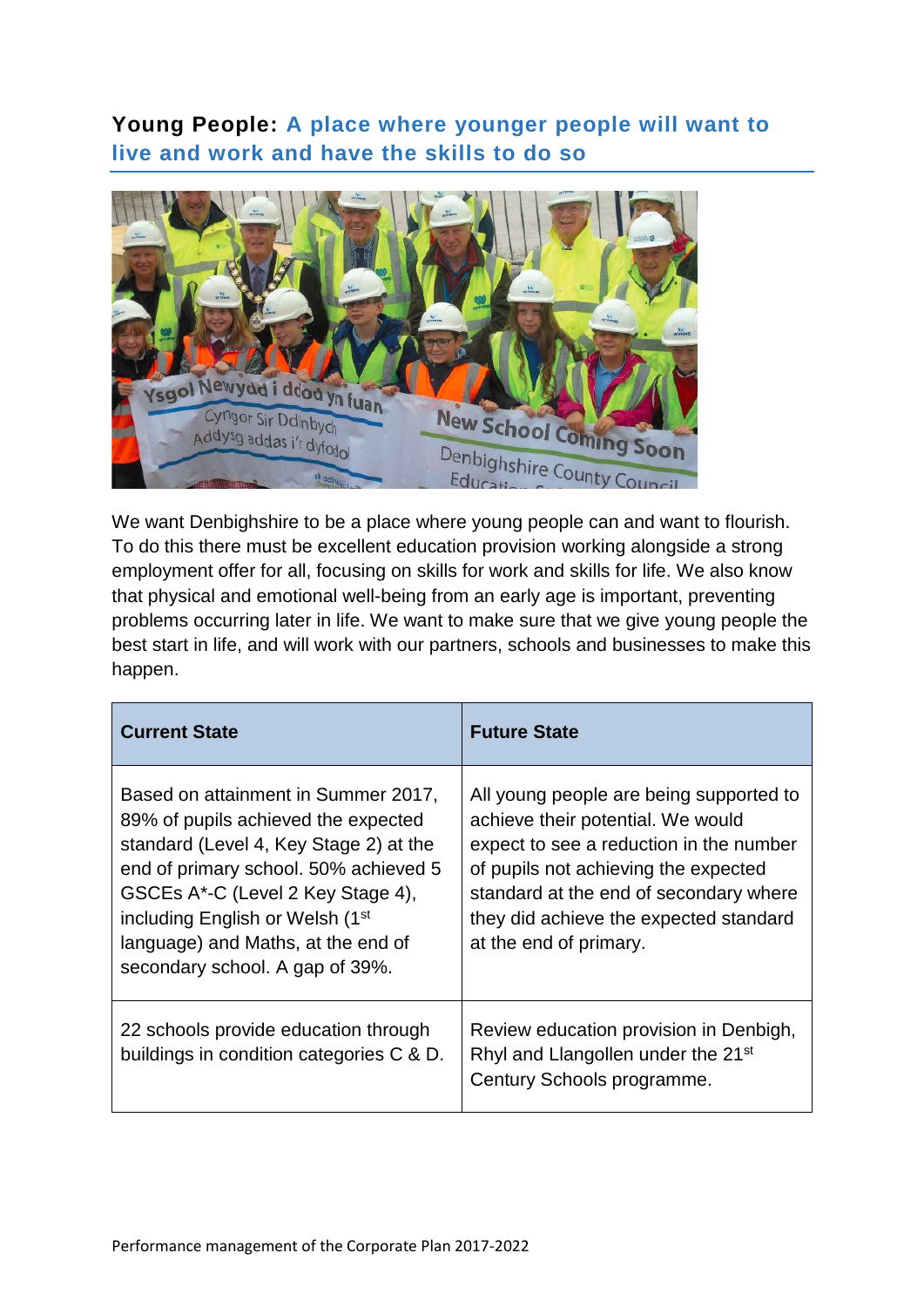## **Young People:** A place where younger people will want to live and work and have the skills to do so

We want Denbighshire to be a place where young people can and want to flourish. To do this there must be excellent education provision working alongside a strong employment offer for all, focusing on skills for work and skills for life. We also know that physical and emotional well-being from an early age is important, preventing problems occurring later in life. We want to make sure that we give young people the best start in life, and will work with our partners, schools and businesses to make this happen.

| Current State | Future State |
|---|---|
| Based on attainment in Summer 2017, 89% of pupils achieved the expected standard (Level 4, Key Stage 2) at the end of primary school. 50% achieved 5 GSCEs A*-C (Level 2 Key Stage 4), including English or Welsh (1st language) and Maths, at the end of secondary school. A gap of 39%. | All young people are being supported to achieve their potential. We would expect to see a reduction in the number of pupils not achieving the expected standard at the end of secondary where they did achieve the expected standard at the end of primary. |
| 22 schools provide education through buildings in condition categories C & D. | Review education provision in Denbigh, Rhyl and Llangollen under the 21st Century Schools programme. |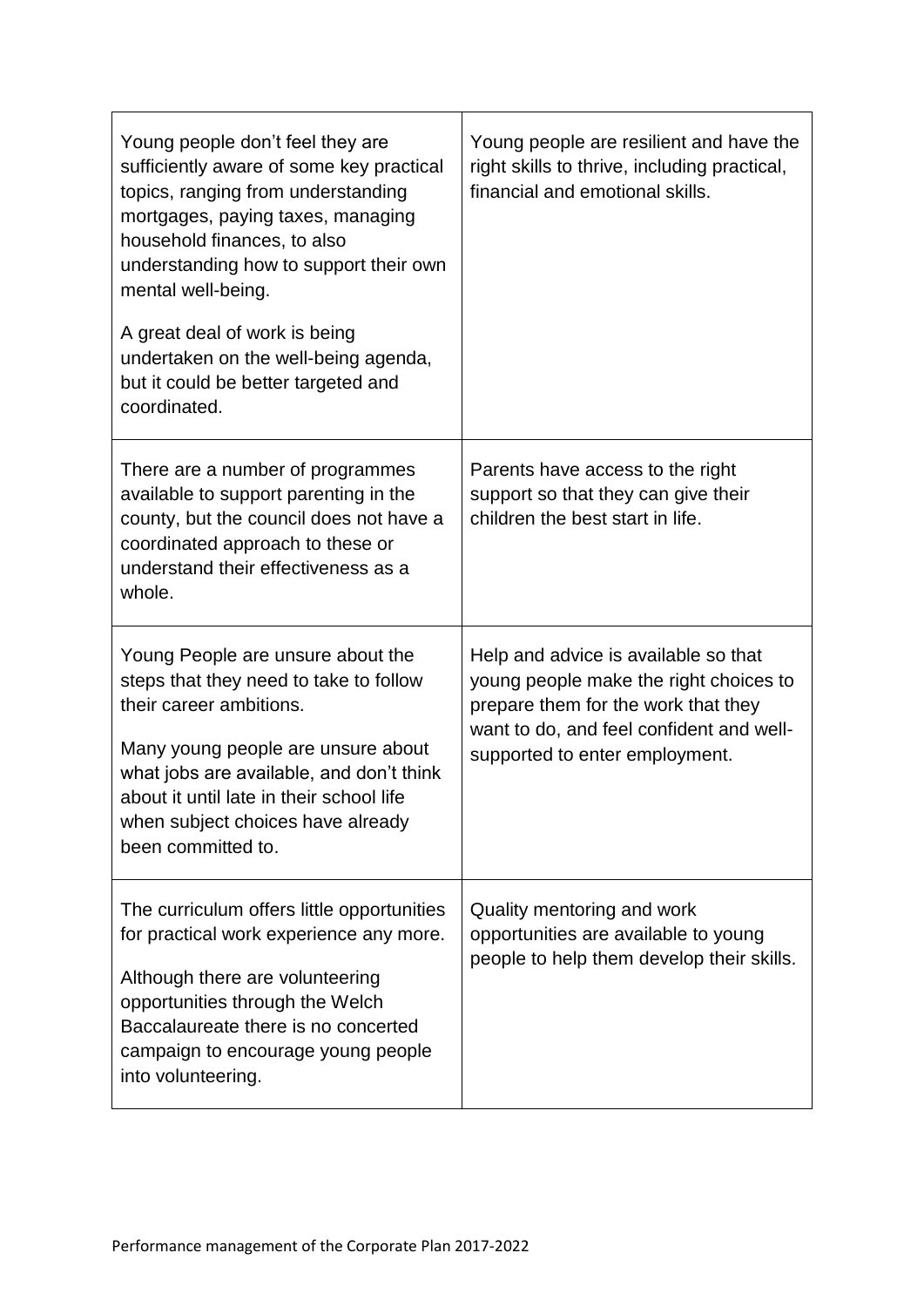| | |
|---|---|
| Young people don't feel they are sufficiently aware of some key practical topics, ranging from understanding mortgages, paying taxes, managing household finances, to also understanding how to support their own mental well-being.<br><br>A great deal of work is being undertaken on the well-being agenda, but it could be better targeted and coordinated. | Young people are resilient and have the right skills to thrive, including practical, financial and emotional skills. |
| There are a number of programmes available to support parenting in the county, but the council does not have a coordinated approach to these or understand their effectiveness as a whole. | Parents have access to the right support so that they can give their children the best start in life. |
| Young People are unsure about the steps that they need to take to follow their career ambitions.<br><br>Many young people are unsure about what jobs are available, and don't think about it until late in their school life when subject choices have already been committed to. | Help and advice is available so that young people make the right choices to prepare them for the work that they want to do, and feel confident and well-supported to enter employment. |
| The curriculum offers little opportunities for practical work experience any more.<br><br>Although there are volunteering opportunities through the Welch Baccalaureate there is no concerted campaign to encourage young people into volunteering. | Quality mentoring and work opportunities are available to young people to help them develop their skills. |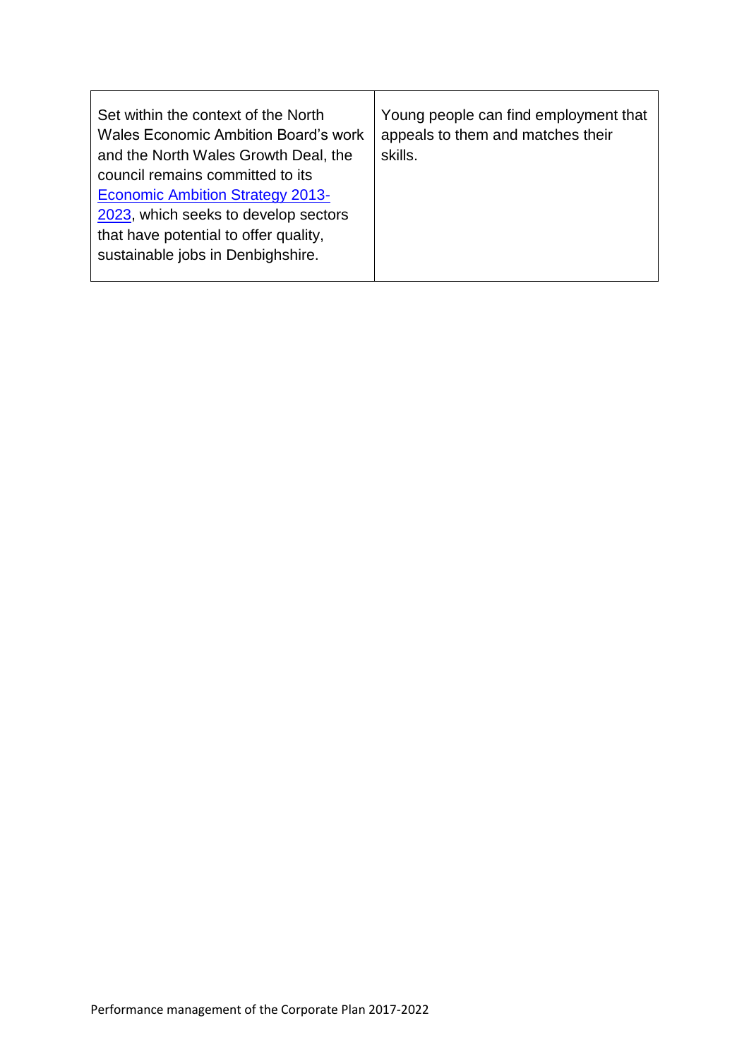| | |
|---|---|
| Set within the context of the North Wales Economic Ambition Board's work and the North Wales Growth Deal, the council remains committed to its Economic Ambition Strategy 2013-2023, which seeks to develop sectors that have potential to offer quality, sustainable jobs in Denbighshire. | Young people can find employment that appeals to them and matches their skills. |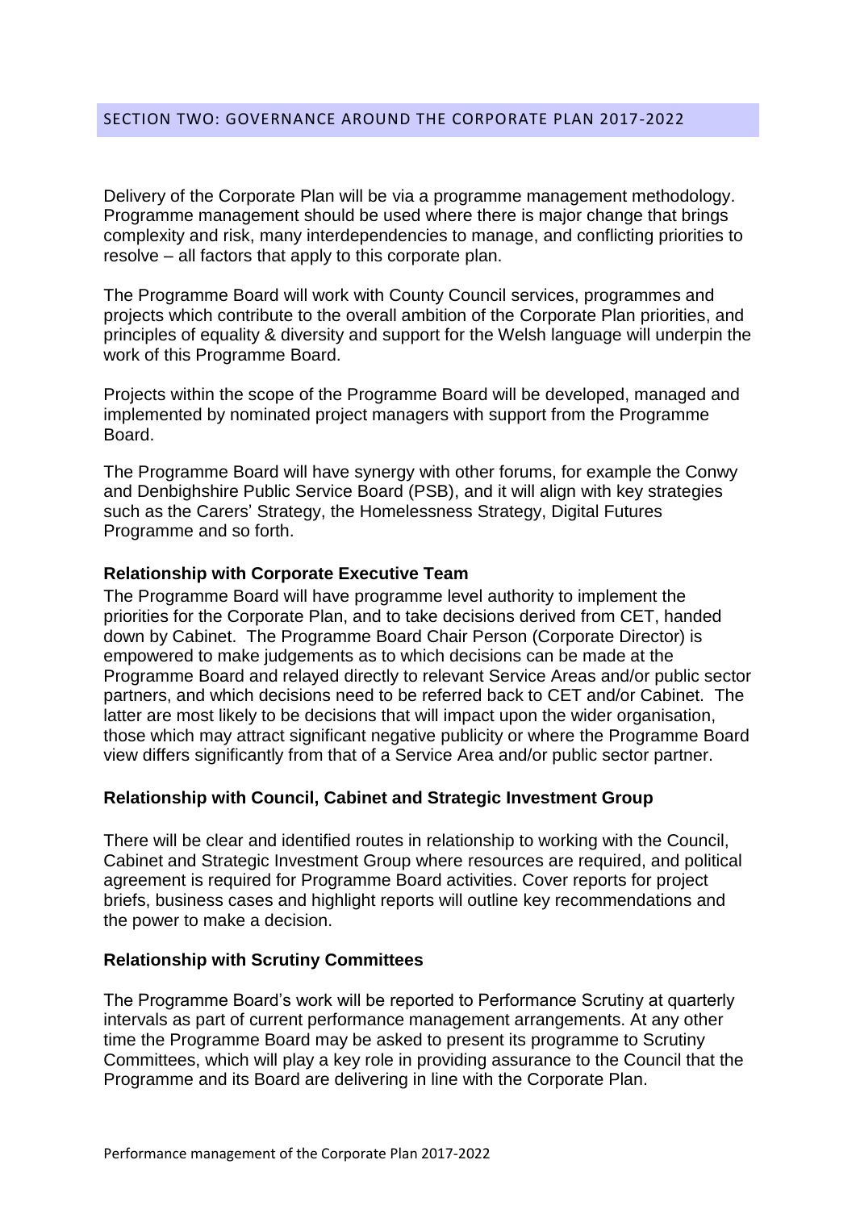## SECTION TWO: GOVERNANCE AROUND THE CORPORATE PLAN 2017-2022

Delivery of the Corporate Plan will be via a programme management methodology. Programme management should be used where there is major change that brings complexity and risk, many interdependencies to manage, and conflicting priorities to resolve – all factors that apply to this corporate plan.

The Programme Board will work with County Council services, programmes and projects which contribute to the overall ambition of the Corporate Plan priorities, and principles of equality & diversity and support for the Welsh language will underpin the work of this Programme Board.

Projects within the scope of the Programme Board will be developed, managed and implemented by nominated project managers with support from the Programme Board.

The Programme Board will have synergy with other forums, for example the Conwy and Denbighshire Public Service Board (PSB), and it will align with key strategies such as the Carers' Strategy, the Homelessness Strategy, Digital Futures Programme and so forth.

### Relationship with Corporate Executive Team

The Programme Board will have programme level authority to implement the priorities for the Corporate Plan, and to take decisions derived from CET, handed down by Cabinet. The Programme Board Chair Person (Corporate Director) is empowered to make judgements as to which decisions can be made at the Programme Board and relayed directly to relevant Service Areas and/or public sector partners, and which decisions need to be referred back to CET and/or Cabinet. The latter are most likely to be decisions that will impact upon the wider organisation, those which may attract significant negative publicity or where the Programme Board view differs significantly from that of a Service Area and/or public sector partner.

### Relationship with Council, Cabinet and Strategic Investment Group

There will be clear and identified routes in relationship to working with the Council, Cabinet and Strategic Investment Group where resources are required, and political agreement is required for Programme Board activities. Cover reports for project briefs, business cases and highlight reports will outline key recommendations and the power to make a decision.

### Relationship with Scrutiny Committees

The Programme Board's work will be reported to Performance Scrutiny at quarterly intervals as part of current performance management arrangements. At any other time the Programme Board may be asked to present its programme to Scrutiny Committees, which will play a key role in providing assurance to the Council that the Programme and its Board are delivering in line with the Corporate Plan.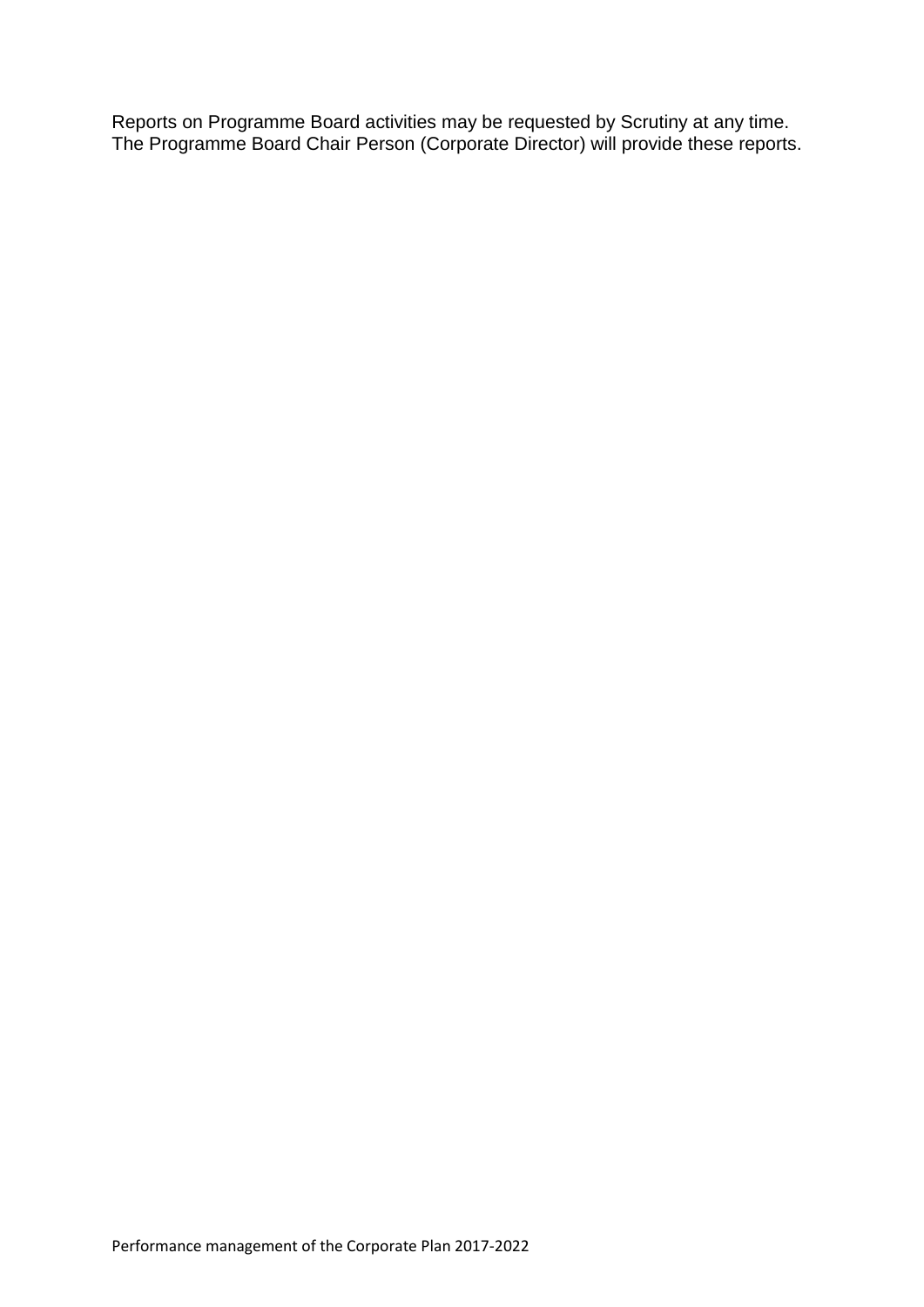Reports on Programme Board activities may be requested by Scrutiny at any time. The Programme Board Chair Person (Corporate Director) will provide these reports.